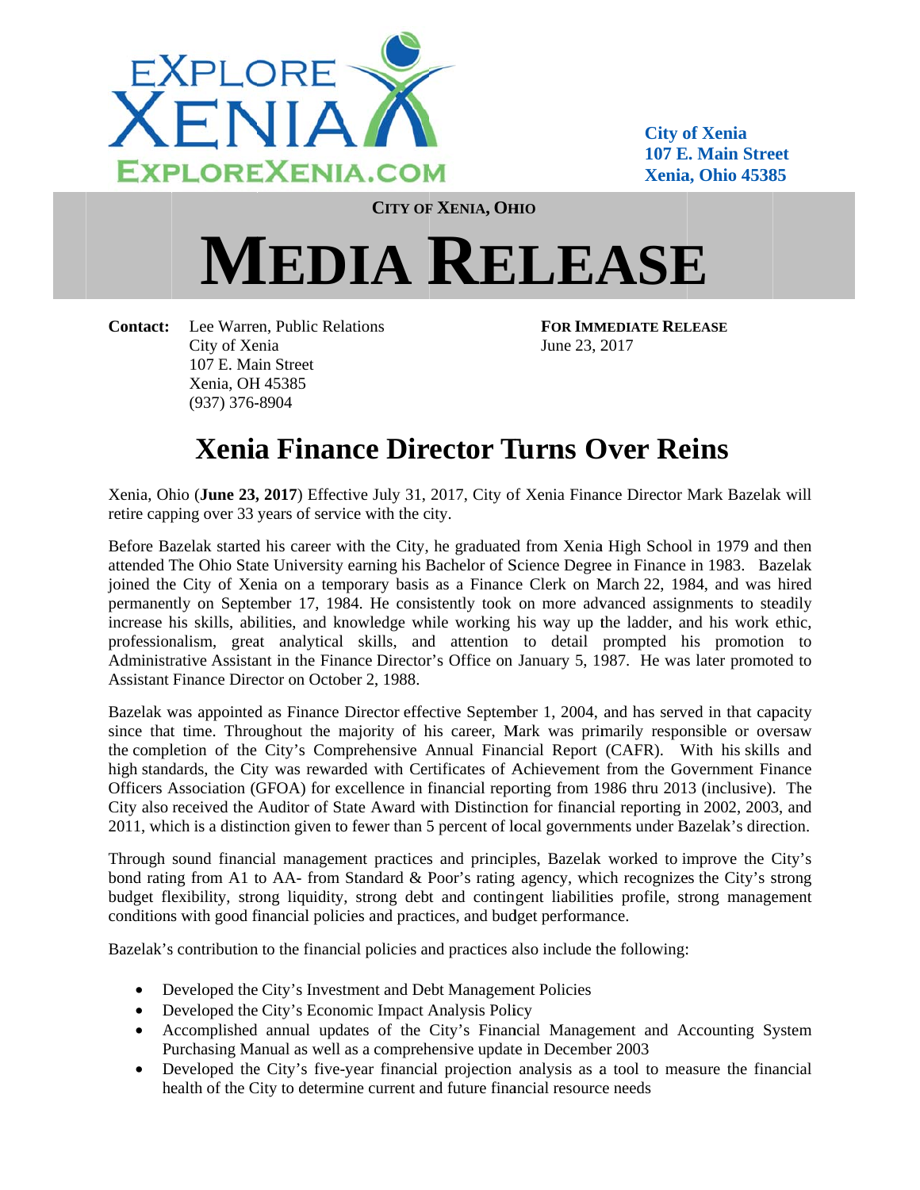EXPLORE XENIA
EXPLOREXENIA.COM

**City of Xenia**
**107 E. Main Street**
**Xenia, Ohio 45385**

**CITY OF XENIA, OHIO**

# MEDIA RELEASE

**Contact:** Lee Warren, Public Relations
City of Xenia
107 E. Main Street
Xenia, OH 45385
(937) 376-8904

**FOR IMMEDIATE RELEASE**
June 23, 2017

## Xenia Finance Director Turns Over Reins

Xenia, Ohio (**June 23, 2017**) Effective July 31, 2017, City of Xenia Finance Director Mark Bazelak will retire capping over 33 years of service with the city.

Before Bazelak started his career with the City, he graduated from Xenia High School in 1979 and then attended The Ohio State University earning his Bachelor of Science Degree in Finance in 1983. Bazelak joined the City of Xenia on a temporary basis as a Finance Clerk on March 22, 1984, and was hired permanently on September 17, 1984. He consistently took on more advanced assignments to steadily increase his skills, abilities, and knowledge while working his way up the ladder, and his work ethic, professionalism, great analytical skills, and attention to detail prompted his promotion to Administrative Assistant in the Finance Director's Office on January 5, 1987. He was later promoted to Assistant Finance Director on October 2, 1988.

Bazelak was appointed as Finance Director effective September 1, 2004, and has served in that capacity since that time. Throughout the majority of his career, Mark was primarily responsible or oversaw the completion of the City's Comprehensive Annual Financial Report (CAFR). With his skills and high standards, the City was rewarded with Certificates of Achievement from the Government Finance Officers Association (GFOA) for excellence in financial reporting from 1986 thru 2013 (inclusive). The City also received the Auditor of State Award with Distinction for financial reporting in 2002, 2003, and 2011, which is a distinction given to fewer than 5 percent of local governments under Bazelak's direction.

Through sound financial management practices and principles, Bazelak worked to improve the City's bond rating from A1 to AA- from Standard & Poor's rating agency, which recognizes the City's strong budget flexibility, strong liquidity, strong debt and contingent liabilities profile, strong management conditions with good financial policies and practices, and budget performance.

Bazelak's contribution to the financial policies and practices also include the following:

- Developed the City's Investment and Debt Management Policies
- Developed the City's Economic Impact Analysis Policy
- Accomplished annual updates of the City's Financial Management and Accounting System Purchasing Manual as well as a comprehensive update in December 2003
- Developed the City's five-year financial projection analysis as a tool to measure the financial health of the City to determine current and future financial resource needs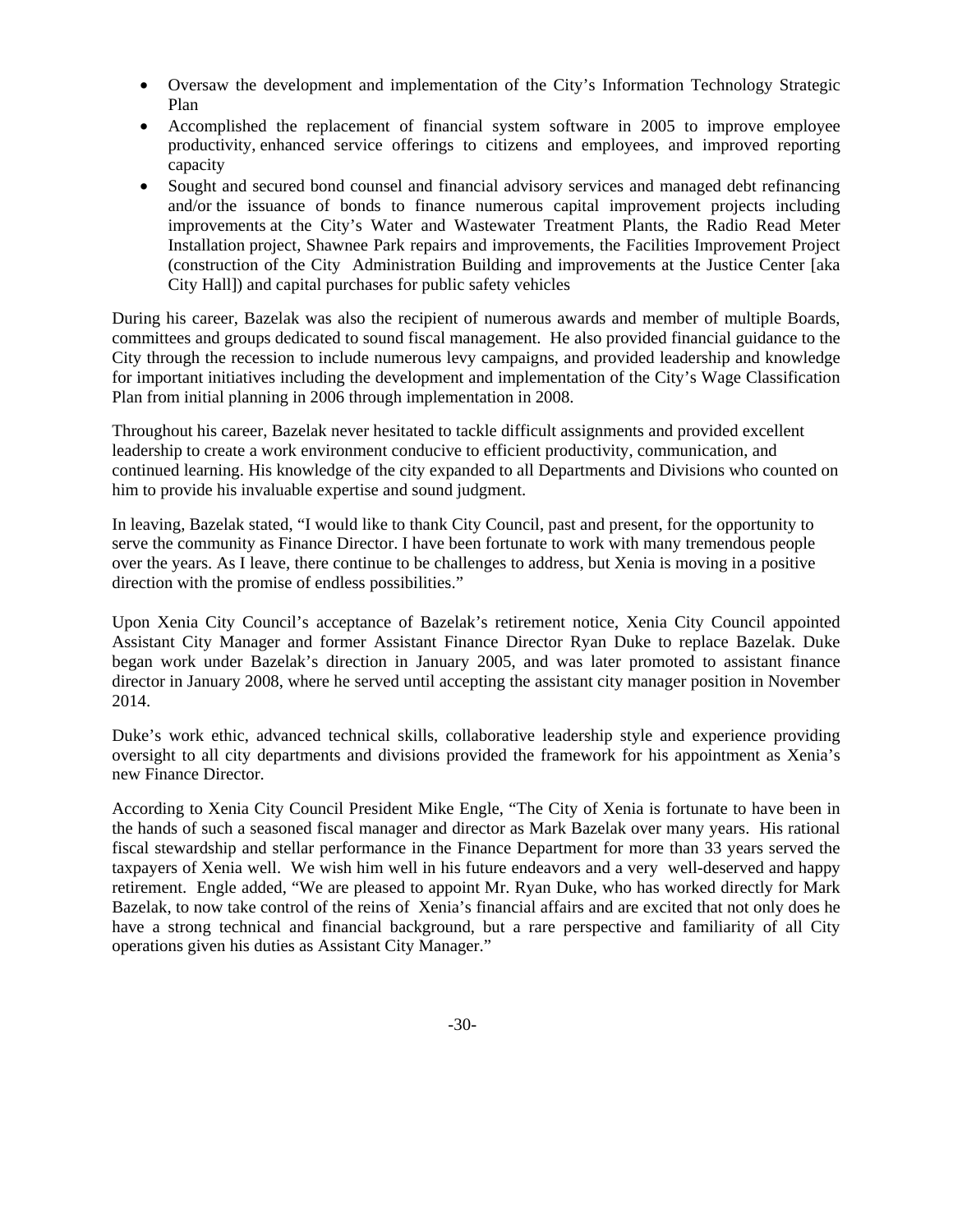- Oversaw the development and implementation of the City's Information Technology Strategic Plan
- Accomplished the replacement of financial system software in 2005 to improve employee productivity, enhanced service offerings to citizens and employees, and improved reporting capacity
- Sought and secured bond counsel and financial advisory services and managed debt refinancing and/or the issuance of bonds to finance numerous capital improvement projects including improvements at the City's Water and Wastewater Treatment Plants, the Radio Read Meter Installation project, Shawnee Park repairs and improvements, the Facilities Improvement Project (construction of the City Administration Building and improvements at the Justice Center [aka City Hall]) and capital purchases for public safety vehicles

During his career, Bazelak was also the recipient of numerous awards and member of multiple Boards, committees and groups dedicated to sound fiscal management. He also provided financial guidance to the City through the recession to include numerous levy campaigns, and provided leadership and knowledge for important initiatives including the development and implementation of the City's Wage Classification Plan from initial planning in 2006 through implementation in 2008.

Throughout his career, Bazelak never hesitated to tackle difficult assignments and provided excellent leadership to create a work environment conducive to efficient productivity, communication, and continued learning. His knowledge of the city expanded to all Departments and Divisions who counted on him to provide his invaluable expertise and sound judgment.

In leaving, Bazelak stated, "I would like to thank City Council, past and present, for the opportunity to serve the community as Finance Director. I have been fortunate to work with many tremendous people over the years. As I leave, there continue to be challenges to address, but Xenia is moving in a positive direction with the promise of endless possibilities."

Upon Xenia City Council's acceptance of Bazelak's retirement notice, Xenia City Council appointed Assistant City Manager and former Assistant Finance Director Ryan Duke to replace Bazelak. Duke began work under Bazelak's direction in January 2005, and was later promoted to assistant finance director in January 2008, where he served until accepting the assistant city manager position in November 2014.

Duke's work ethic, advanced technical skills, collaborative leadership style and experience providing oversight to all city departments and divisions provided the framework for his appointment as Xenia's new Finance Director.

According to Xenia City Council President Mike Engle, "The City of Xenia is fortunate to have been in the hands of such a seasoned fiscal manager and director as Mark Bazelak over many years. His rational fiscal stewardship and stellar performance in the Finance Department for more than 33 years served the taxpayers of Xenia well. We wish him well in his future endeavors and a very well-deserved and happy retirement. Engle added, "We are pleased to appoint Mr. Ryan Duke, who has worked directly for Mark Bazelak, to now take control of the reins of Xenia's financial affairs and are excited that not only does he have a strong technical and financial background, but a rare perspective and familiarity of all City operations given his duties as Assistant City Manager."

-30-